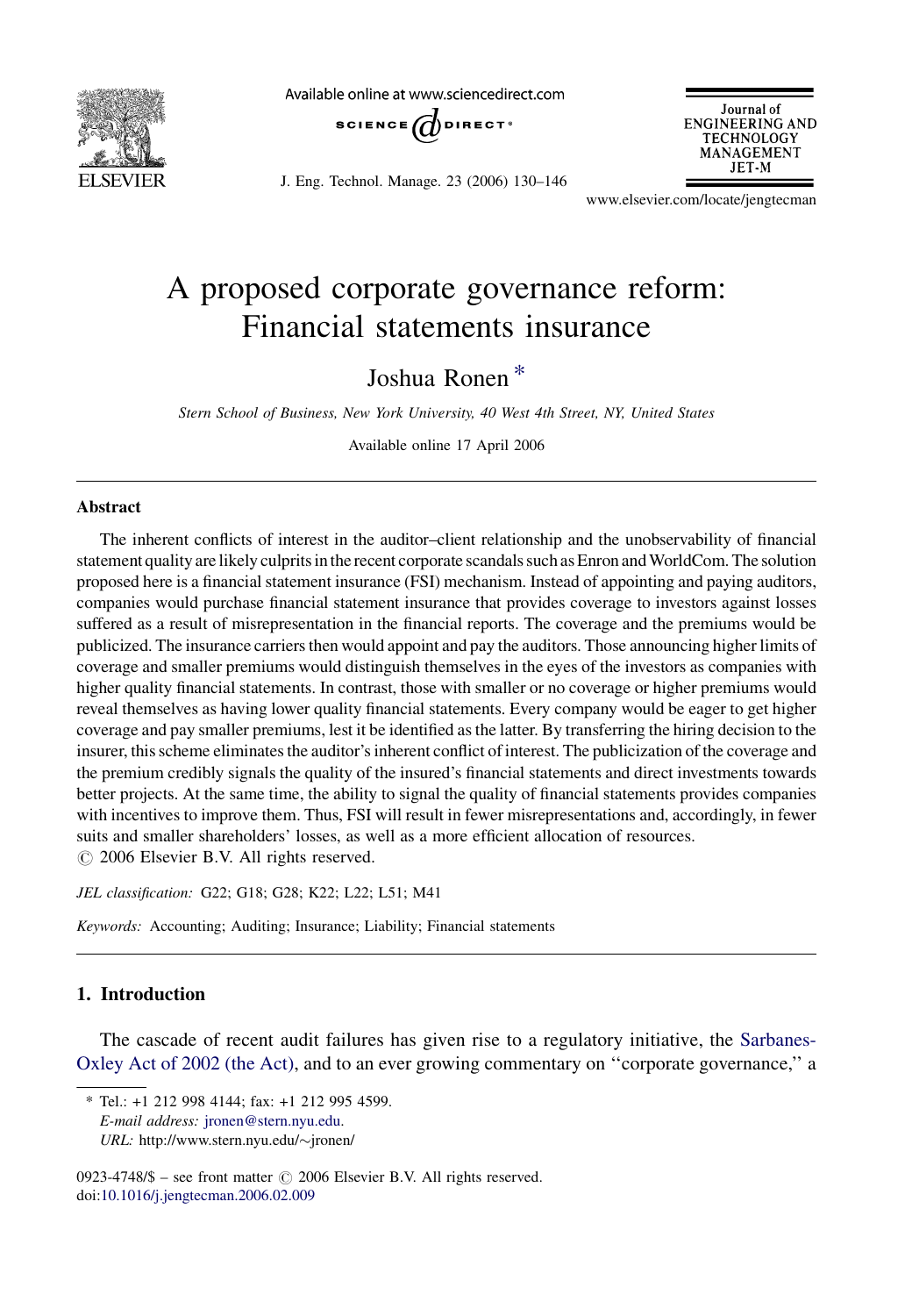# A proposed corporate governance reform: Financial statements insurance

Joshua Ronen *

*Stern School of Business, New York University, 40 West 4th Street, NY, United States*

Available online 17 April 2006

## Abstract

The inherent conflicts of interest in the auditor–client relationship and the unobservability of financial statement quality are likely culprits in the recent corporate scandals such as Enron and WorldCom. The solution proposed here is a financial statement insurance (FSI) mechanism. Instead of appointing and paying auditors, companies would purchase financial statement insurance that provides coverage to investors against losses suffered as a result of misrepresentation in the financial reports. The coverage and the premiums would be publicized. The insurance carriers then would appoint and pay the auditors. Those announcing higher limits of coverage and smaller premiums would distinguish themselves in the eyes of the investors as companies with higher quality financial statements. In contrast, those with smaller or no coverage or higher premiums would reveal themselves as having lower quality financial statements. Every company would be eager to get higher coverage and pay smaller premiums, lest it be identified as the latter. By transferring the hiring decision to the insurer, this scheme eliminates the auditor's inherent conflict of interest. The publicization of the coverage and the premium credibly signals the quality of the insured's financial statements and direct investments towards better projects. At the same time, the ability to signal the quality of financial statements provides companies with incentives to improve them. Thus, FSI will result in fewer misrepresentations and, accordingly, in fewer suits and smaller shareholders' losses, as well as a more efficient allocation of resources.

© 2006 Elsevier B.V. All rights reserved.

*JEL classification:* G22; G18; G28; K22; L22; L51; M41

*Keywords:* Accounting; Auditing; Insurance; Liability; Financial statements

## 1. Introduction

The cascade of recent audit failures has given rise to a regulatory initiative, the Sarbanes-Oxley Act of 2002 (the Act), and to an ever growing commentary on "corporate governance," a

---

* Tel.: +1 212 998 4144; fax: +1 212 995 4599.
*E-mail address:* jronen@stern.nyu.edu.
*URL:* http://www.stern.nyu.edu/~jronen/

0923-4748/$ – see front matter © 2006 Elsevier B.V. All rights reserved.
doi:10.1016/j.jengtecman.2006.02.009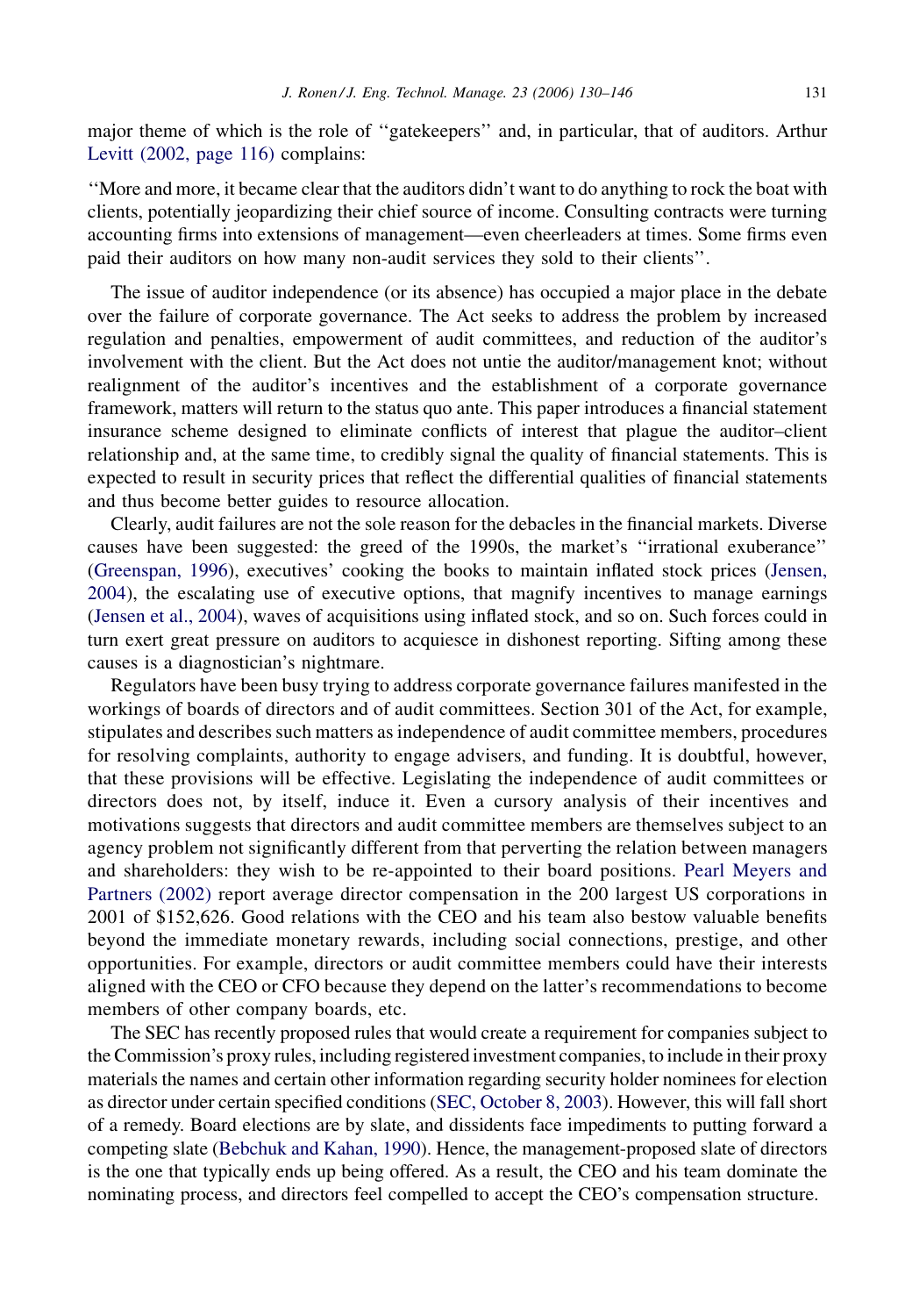major theme of which is the role of ''gatekeepers'' and, in particular, that of auditors. Arthur Levitt (2002, page 116) complains:

''More and more, it became clear that the auditors didn't want to do anything to rock the boat with clients, potentially jeopardizing their chief source of income. Consulting contracts were turning accounting firms into extensions of management—even cheerleaders at times. Some firms even paid their auditors on how many non-audit services they sold to their clients''.

The issue of auditor independence (or its absence) has occupied a major place in the debate over the failure of corporate governance. The Act seeks to address the problem by increased regulation and penalties, empowerment of audit committees, and reduction of the auditor's involvement with the client. But the Act does not untie the auditor/management knot; without realignment of the auditor's incentives and the establishment of a corporate governance framework, matters will return to the status quo ante. This paper introduces a financial statement insurance scheme designed to eliminate conflicts of interest that plague the auditor–client relationship and, at the same time, to credibly signal the quality of financial statements. This is expected to result in security prices that reflect the differential qualities of financial statements and thus become better guides to resource allocation.

Clearly, audit failures are not the sole reason for the debacles in the financial markets. Diverse causes have been suggested: the greed of the 1990s, the market's ''irrational exuberance'' (Greenspan, 1996), executives' cooking the books to maintain inflated stock prices (Jensen, 2004), the escalating use of executive options, that magnify incentives to manage earnings (Jensen et al., 2004), waves of acquisitions using inflated stock, and so on. Such forces could in turn exert great pressure on auditors to acquiesce in dishonest reporting. Sifting among these causes is a diagnostician's nightmare.

Regulators have been busy trying to address corporate governance failures manifested in the workings of boards of directors and of audit committees. Section 301 of the Act, for example, stipulates and describes such matters as independence of audit committee members, procedures for resolving complaints, authority to engage advisers, and funding. It is doubtful, however, that these provisions will be effective. Legislating the independence of audit committees or directors does not, by itself, induce it. Even a cursory analysis of their incentives and motivations suggests that directors and audit committee members are themselves subject to an agency problem not significantly different from that perverting the relation between managers and shareholders: they wish to be re-appointed to their board positions. Pearl Meyers and Partners (2002) report average director compensation in the 200 largest US corporations in 2001 of $152,626. Good relations with the CEO and his team also bestow valuable benefits beyond the immediate monetary rewards, including social connections, prestige, and other opportunities. For example, directors or audit committee members could have their interests aligned with the CEO or CFO because they depend on the latter's recommendations to become members of other company boards, etc.

The SEC has recently proposed rules that would create a requirement for companies subject to the Commission's proxy rules, including registered investment companies, to include in their proxy materials the names and certain other information regarding security holder nominees for election as director under certain specified conditions (SEC, October 8, 2003). However, this will fall short of a remedy. Board elections are by slate, and dissidents face impediments to putting forward a competing slate (Bebchuk and Kahan, 1990). Hence, the management-proposed slate of directors is the one that typically ends up being offered. As a result, the CEO and his team dominate the nominating process, and directors feel compelled to accept the CEO's compensation structure.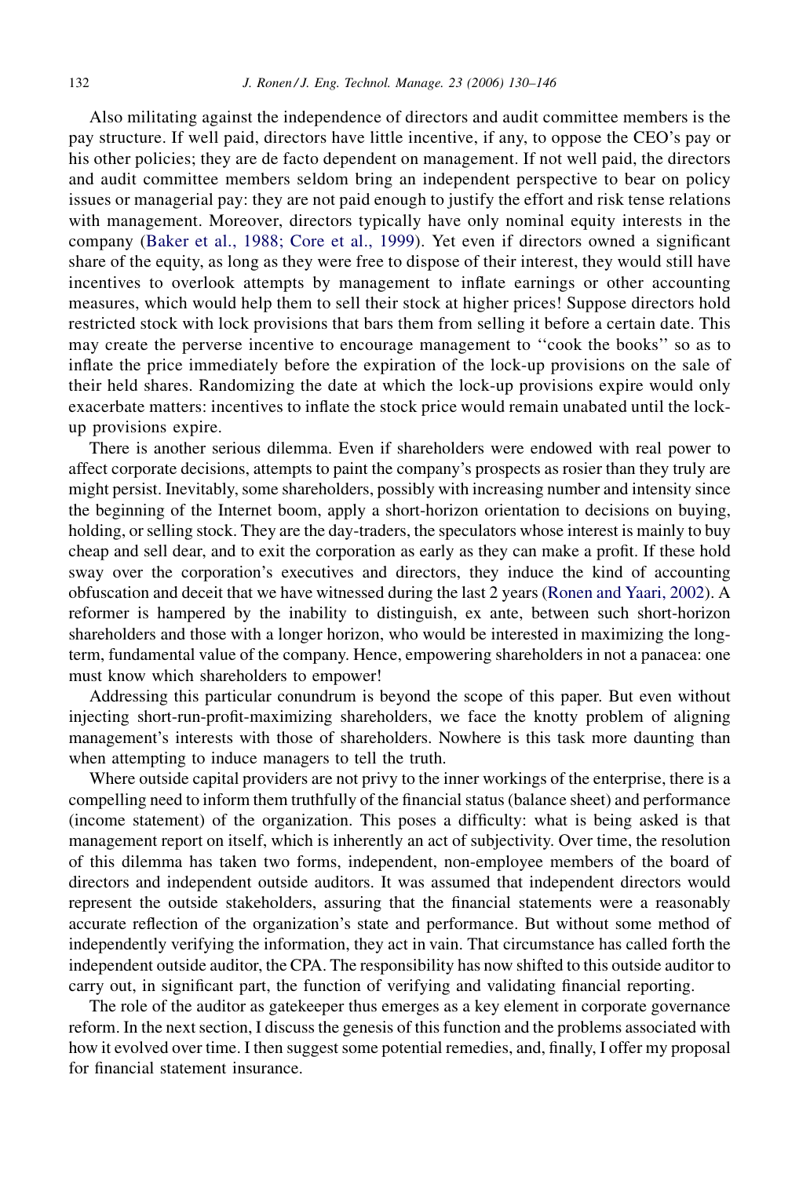Also militating against the independence of directors and audit committee members is the pay structure. If well paid, directors have little incentive, if any, to oppose the CEO's pay or his other policies; they are de facto dependent on management. If not well paid, the directors and audit committee members seldom bring an independent perspective to bear on policy issues or managerial pay: they are not paid enough to justify the effort and risk tense relations with management. Moreover, directors typically have only nominal equity interests in the company (Baker et al., 1988; Core et al., 1999). Yet even if directors owned a significant share of the equity, as long as they were free to dispose of their interest, they would still have incentives to overlook attempts by management to inflate earnings or other accounting measures, which would help them to sell their stock at higher prices! Suppose directors hold restricted stock with lock provisions that bars them from selling it before a certain date. This may create the perverse incentive to encourage management to ''cook the books'' so as to inflate the price immediately before the expiration of the lock-up provisions on the sale of their held shares. Randomizing the date at which the lock-up provisions expire would only exacerbate matters: incentives to inflate the stock price would remain unabated until the lock-up provisions expire.

There is another serious dilemma. Even if shareholders were endowed with real power to affect corporate decisions, attempts to paint the company's prospects as rosier than they truly are might persist. Inevitably, some shareholders, possibly with increasing number and intensity since the beginning of the Internet boom, apply a short-horizon orientation to decisions on buying, holding, or selling stock. They are the day-traders, the speculators whose interest is mainly to buy cheap and sell dear, and to exit the corporation as early as they can make a profit. If these hold sway over the corporation's executives and directors, they induce the kind of accounting obfuscation and deceit that we have witnessed during the last 2 years (Ronen and Yaari, 2002). A reformer is hampered by the inability to distinguish, ex ante, between such short-horizon shareholders and those with a longer horizon, who would be interested in maximizing the long-term, fundamental value of the company. Hence, empowering shareholders in not a panacea: one must know which shareholders to empower!

Addressing this particular conundrum is beyond the scope of this paper. But even without injecting short-run-profit-maximizing shareholders, we face the knotty problem of aligning management's interests with those of shareholders. Nowhere is this task more daunting than when attempting to induce managers to tell the truth.

Where outside capital providers are not privy to the inner workings of the enterprise, there is a compelling need to inform them truthfully of the financial status (balance sheet) and performance (income statement) of the organization. This poses a difficulty: what is being asked is that management report on itself, which is inherently an act of subjectivity. Over time, the resolution of this dilemma has taken two forms, independent, non-employee members of the board of directors and independent outside auditors. It was assumed that independent directors would represent the outside stakeholders, assuring that the financial statements were a reasonably accurate reflection of the organization's state and performance. But without some method of independently verifying the information, they act in vain. That circumstance has called forth the independent outside auditor, the CPA. The responsibility has now shifted to this outside auditor to carry out, in significant part, the function of verifying and validating financial reporting.

The role of the auditor as gatekeeper thus emerges as a key element in corporate governance reform. In the next section, I discuss the genesis of this function and the problems associated with how it evolved over time. I then suggest some potential remedies, and, finally, I offer my proposal for financial statement insurance.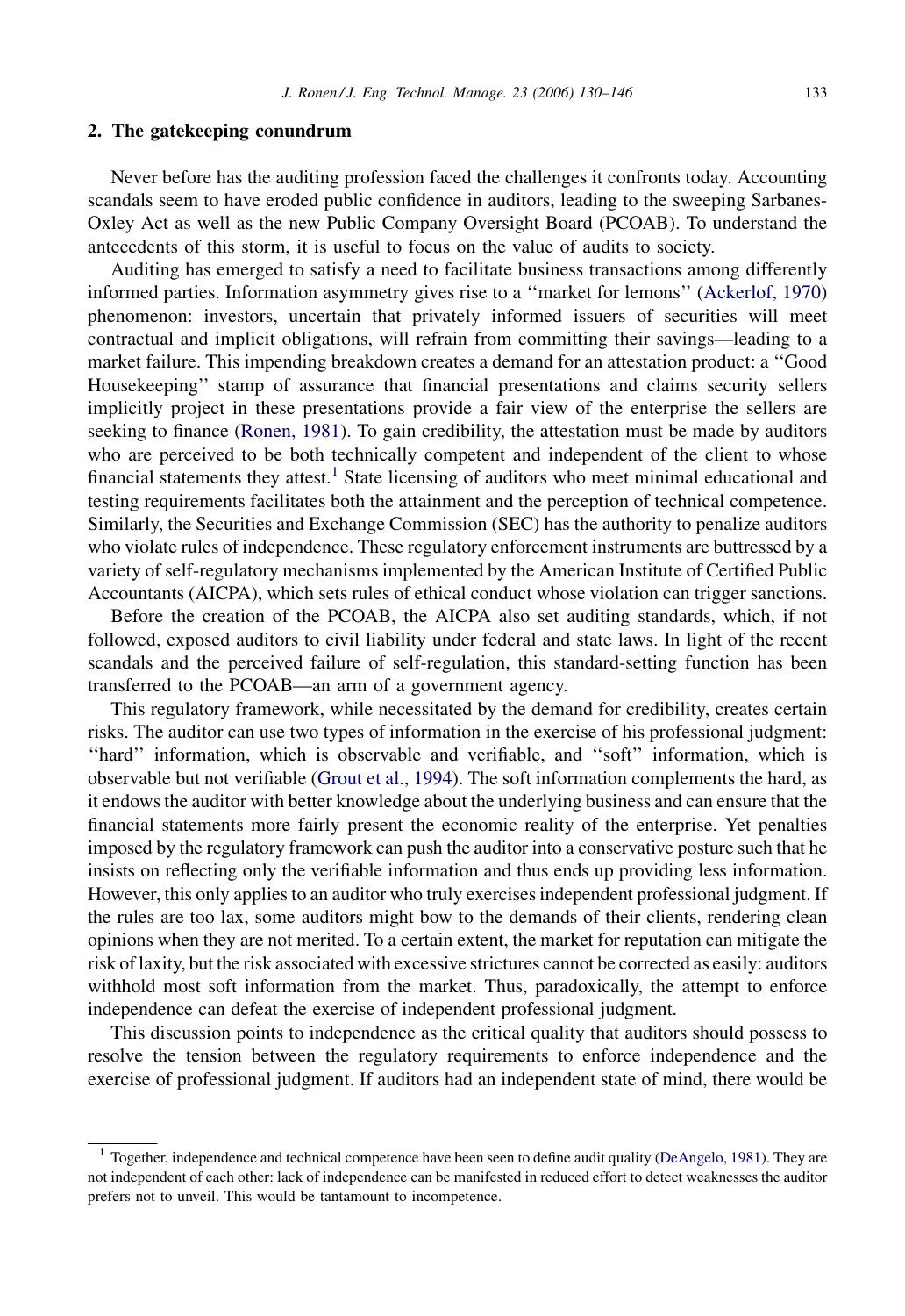## 2. The gatekeeping conundrum

Never before has the auditing profession faced the challenges it confronts today. Accounting scandals seem to have eroded public confidence in auditors, leading to the sweeping Sarbanes-Oxley Act as well as the new Public Company Oversight Board (PCOAB). To understand the antecedents of this storm, it is useful to focus on the value of audits to society.

Auditing has emerged to satisfy a need to facilitate business transactions among differently informed parties. Information asymmetry gives rise to a ''market for lemons'' (Ackerlof, 1970) phenomenon: investors, uncertain that privately informed issuers of securities will meet contractual and implicit obligations, will refrain from committing their savings—leading to a market failure. This impending breakdown creates a demand for an attestation product: a ''Good Housekeeping'' stamp of assurance that financial presentations and claims security sellers implicitly project in these presentations provide a fair view of the enterprise the sellers are seeking to finance (Ronen, 1981). To gain credibility, the attestation must be made by auditors who are perceived to be both technically competent and independent of the client to whose financial statements they attest.[1] State licensing of auditors who meet minimal educational and testing requirements facilitates both the attainment and the perception of technical competence. Similarly, the Securities and Exchange Commission (SEC) has the authority to penalize auditors who violate rules of independence. These regulatory enforcement instruments are buttressed by a variety of self-regulatory mechanisms implemented by the American Institute of Certified Public Accountants (AICPA), which sets rules of ethical conduct whose violation can trigger sanctions.

Before the creation of the PCOAB, the AICPA also set auditing standards, which, if not followed, exposed auditors to civil liability under federal and state laws. In light of the recent scandals and the perceived failure of self-regulation, this standard-setting function has been transferred to the PCOAB—an arm of a government agency.

This regulatory framework, while necessitated by the demand for credibility, creates certain risks. The auditor can use two types of information in the exercise of his professional judgment: ''hard'' information, which is observable and verifiable, and ''soft'' information, which is observable but not verifiable (Grout et al., 1994). The soft information complements the hard, as it endows the auditor with better knowledge about the underlying business and can ensure that the financial statements more fairly present the economic reality of the enterprise. Yet penalties imposed by the regulatory framework can push the auditor into a conservative posture such that he insists on reflecting only the verifiable information and thus ends up providing less information. However, this only applies to an auditor who truly exercises independent professional judgment. If the rules are too lax, some auditors might bow to the demands of their clients, rendering clean opinions when they are not merited. To a certain extent, the market for reputation can mitigate the risk of laxity, but the risk associated with excessive strictures cannot be corrected as easily: auditors withhold most soft information from the market. Thus, paradoxically, the attempt to enforce independence can defeat the exercise of independent professional judgment.

This discussion points to independence as the critical quality that auditors should possess to resolve the tension between the regulatory requirements to enforce independence and the exercise of professional judgment. If auditors had an independent state of mind, there would be

[1] Together, independence and technical competence have been seen to define audit quality (DeAngelo, 1981). They are not independent of each other: lack of independence can be manifested in reduced effort to detect weaknesses the auditor prefers not to unveil. This would be tantamount to incompetence.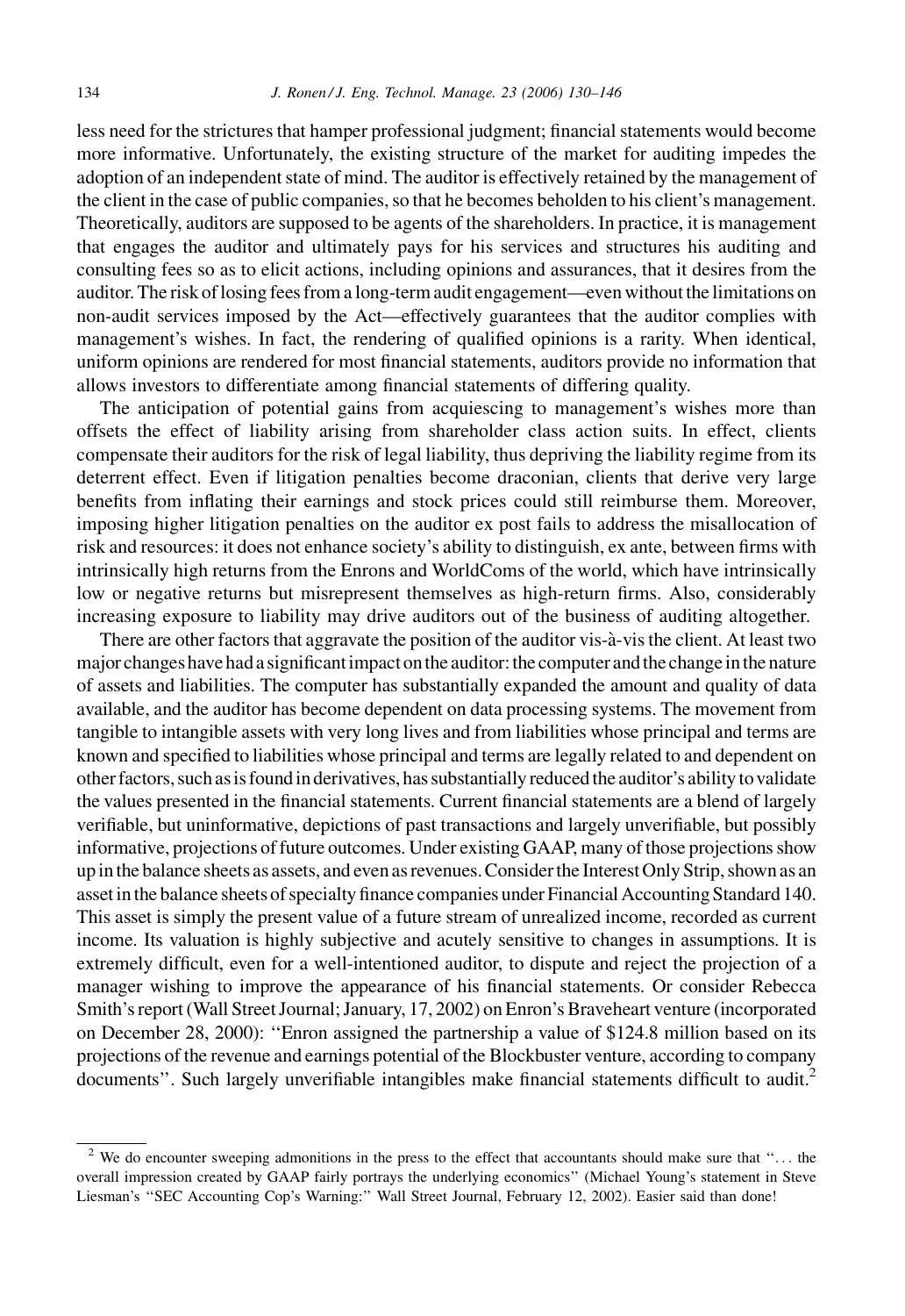less need for the strictures that hamper professional judgment; financial statements would become more informative. Unfortunately, the existing structure of the market for auditing impedes the adoption of an independent state of mind. The auditor is effectively retained by the management of the client in the case of public companies, so that he becomes beholden to his client's management. Theoretically, auditors are supposed to be agents of the shareholders. In practice, it is management that engages the auditor and ultimately pays for his services and structures his auditing and consulting fees so as to elicit actions, including opinions and assurances, that it desires from the auditor. The risk of losing fees from a long-term audit engagement—even without the limitations on non-audit services imposed by the Act—effectively guarantees that the auditor complies with management's wishes. In fact, the rendering of qualified opinions is a rarity. When identical, uniform opinions are rendered for most financial statements, auditors provide no information that allows investors to differentiate among financial statements of differing quality.

The anticipation of potential gains from acquiescing to management's wishes more than offsets the effect of liability arising from shareholder class action suits. In effect, clients compensate their auditors for the risk of legal liability, thus depriving the liability regime from its deterrent effect. Even if litigation penalties become draconian, clients that derive very large benefits from inflating their earnings and stock prices could still reimburse them. Moreover, imposing higher litigation penalties on the auditor ex post fails to address the misallocation of risk and resources: it does not enhance society's ability to distinguish, ex ante, between firms with intrinsically high returns from the Enrons and WorldComs of the world, which have intrinsically low or negative returns but misrepresent themselves as high-return firms. Also, considerably increasing exposure to liability may drive auditors out of the business of auditing altogether.

There are other factors that aggravate the position of the auditor vis-à-vis the client. At least two major changes have had a significant impact on the auditor: the computer and the change in the nature of assets and liabilities. The computer has substantially expanded the amount and quality of data available, and the auditor has become dependent on data processing systems. The movement from tangible to intangible assets with very long lives and from liabilities whose principal and terms are known and specified to liabilities whose principal and terms are legally related to and dependent on other factors, such as is found in derivatives, has substantially reduced the auditor's ability to validate the values presented in the financial statements. Current financial statements are a blend of largely verifiable, but uninformative, depictions of past transactions and largely unverifiable, but possibly informative, projections of future outcomes. Under existing GAAP, many of those projections show up in the balance sheets as assets, and even as revenues. Consider the Interest Only Strip, shown as an asset in the balance sheets of specialty finance companies under Financial Accounting Standard 140. This asset is simply the present value of a future stream of unrealized income, recorded as current income. Its valuation is highly subjective and acutely sensitive to changes in assumptions. It is extremely difficult, even for a well-intentioned auditor, to dispute and reject the projection of a manager wishing to improve the appearance of his financial statements. Or consider Rebecca Smith's report (Wall Street Journal; January, 17, 2002) on Enron's Braveheart venture (incorporated on December 28, 2000): "Enron assigned the partnership a value of \$124.8 million based on its projections of the revenue and earnings potential of the Blockbuster venture, according to company documents". Such largely unverifiable intangibles make financial statements difficult to audit.[2]

[2] We do encounter sweeping admonitions in the press to the effect that accountants should make sure that "... the overall impression created by GAAP fairly portrays the underlying economics" (Michael Young's statement in Steve Liesman's "SEC Accounting Cop's Warning:" Wall Street Journal, February 12, 2002). Easier said than done!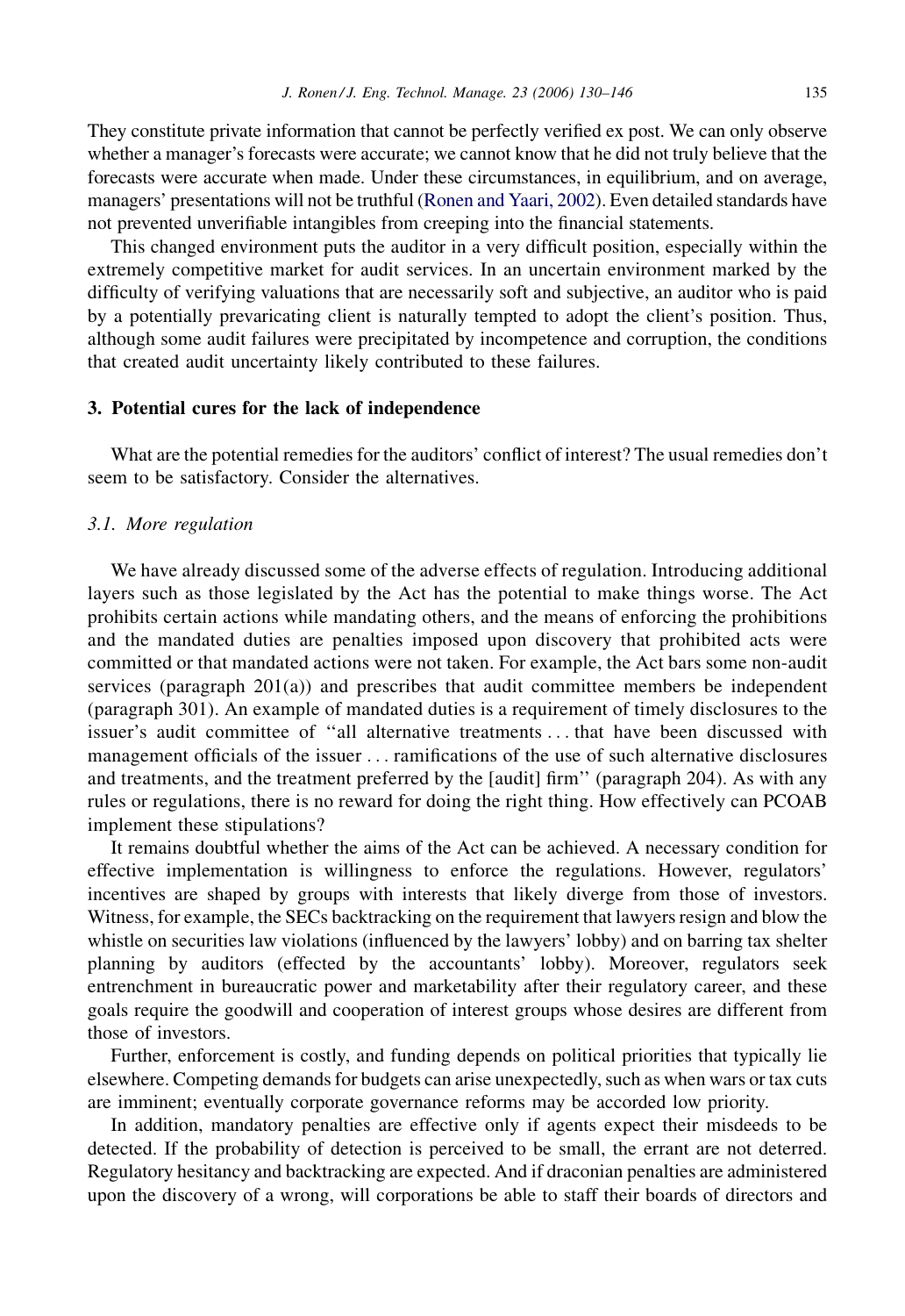They constitute private information that cannot be perfectly verified ex post. We can only observe whether a manager's forecasts were accurate; we cannot know that he did not truly believe that the forecasts were accurate when made. Under these circumstances, in equilibrium, and on average, managers' presentations will not be truthful (Ronen and Yaari, 2002). Even detailed standards have not prevented unverifiable intangibles from creeping into the financial statements.

This changed environment puts the auditor in a very difficult position, especially within the extremely competitive market for audit services. In an uncertain environment marked by the difficulty of verifying valuations that are necessarily soft and subjective, an auditor who is paid by a potentially prevaricating client is naturally tempted to adopt the client's position. Thus, although some audit failures were precipitated by incompetence and corruption, the conditions that created audit uncertainty likely contributed to these failures.

## 3. Potential cures for the lack of independence

What are the potential remedies for the auditors' conflict of interest? The usual remedies don't seem to be satisfactory. Consider the alternatives.

### *3.1. More regulation*

We have already discussed some of the adverse effects of regulation. Introducing additional layers such as those legislated by the Act has the potential to make things worse. The Act prohibits certain actions while mandating others, and the means of enforcing the prohibitions and the mandated duties are penalties imposed upon discovery that prohibited acts were committed or that mandated actions were not taken. For example, the Act bars some non-audit services (paragraph 201(a)) and prescribes that audit committee members be independent (paragraph 301). An example of mandated duties is a requirement of timely disclosures to the issuer's audit committee of ''all alternative treatments . . . that have been discussed with management officials of the issuer . . . ramifications of the use of such alternative disclosures and treatments, and the treatment preferred by the [audit] firm'' (paragraph 204). As with any rules or regulations, there is no reward for doing the right thing. How effectively can PCOAB implement these stipulations?

It remains doubtful whether the aims of the Act can be achieved. A necessary condition for effective implementation is willingness to enforce the regulations. However, regulators' incentives are shaped by groups with interests that likely diverge from those of investors. Witness, for example, the SECs backtracking on the requirement that lawyers resign and blow the whistle on securities law violations (influenced by the lawyers' lobby) and on barring tax shelter planning by auditors (effected by the accountants' lobby). Moreover, regulators seek entrenchment in bureaucratic power and marketability after their regulatory career, and these goals require the goodwill and cooperation of interest groups whose desires are different from those of investors.

Further, enforcement is costly, and funding depends on political priorities that typically lie elsewhere. Competing demands for budgets can arise unexpectedly, such as when wars or tax cuts are imminent; eventually corporate governance reforms may be accorded low priority.

In addition, mandatory penalties are effective only if agents expect their misdeeds to be detected. If the probability of detection is perceived to be small, the errant are not deterred. Regulatory hesitancy and backtracking are expected. And if draconian penalties are administered upon the discovery of a wrong, will corporations be able to staff their boards of directors and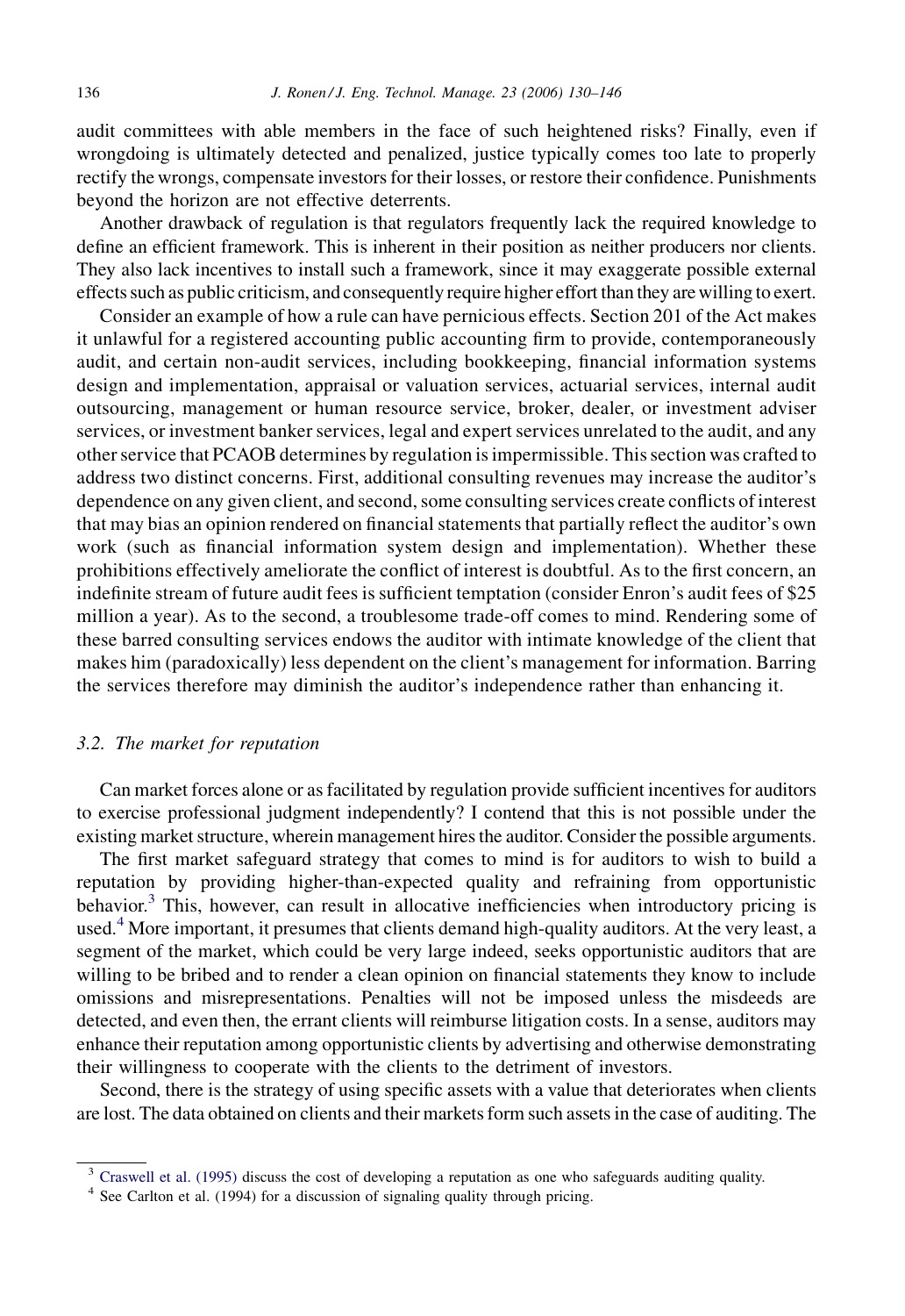audit committees with able members in the face of such heightened risks? Finally, even if wrongdoing is ultimately detected and penalized, justice typically comes too late to properly rectify the wrongs, compensate investors for their losses, or restore their confidence. Punishments beyond the horizon are not effective deterrents.

Another drawback of regulation is that regulators frequently lack the required knowledge to define an efficient framework. This is inherent in their position as neither producers nor clients. They also lack incentives to install such a framework, since it may exaggerate possible external effects such as public criticism, and consequently require higher effort than they are willing to exert.

Consider an example of how a rule can have pernicious effects. Section 201 of the Act makes it unlawful for a registered accounting public accounting firm to provide, contemporaneously audit, and certain non-audit services, including bookkeeping, financial information systems design and implementation, appraisal or valuation services, actuarial services, internal audit outsourcing, management or human resource service, broker, dealer, or investment adviser services, or investment banker services, legal and expert services unrelated to the audit, and any other service that PCAOB determines by regulation is impermissible. This section was crafted to address two distinct concerns. First, additional consulting revenues may increase the auditor's dependence on any given client, and second, some consulting services create conflicts of interest that may bias an opinion rendered on financial statements that partially reflect the auditor's own work (such as financial information system design and implementation). Whether these prohibitions effectively ameliorate the conflict of interest is doubtful. As to the first concern, an indefinite stream of future audit fees is sufficient temptation (consider Enron's audit fees of $25 million a year). As to the second, a troublesome trade-off comes to mind. Rendering some of these barred consulting services endows the auditor with intimate knowledge of the client that makes him (paradoxically) less dependent on the client's management for information. Barring the services therefore may diminish the auditor's independence rather than enhancing it.

### *3.2. The market for reputation*

Can market forces alone or as facilitated by regulation provide sufficient incentives for auditors to exercise professional judgment independently? I contend that this is not possible under the existing market structure, wherein management hires the auditor. Consider the possible arguments.

The first market safeguard strategy that comes to mind is for auditors to wish to build a reputation by providing higher-than-expected quality and refraining from opportunistic behavior.[3] This, however, can result in allocative inefficiencies when introductory pricing is used.[4] More important, it presumes that clients demand high-quality auditors. At the very least, a segment of the market, which could be very large indeed, seeks opportunistic auditors that are willing to be bribed and to render a clean opinion on financial statements they know to include omissions and misrepresentations. Penalties will not be imposed unless the misdeeds are detected, and even then, the errant clients will reimburse litigation costs. In a sense, auditors may enhance their reputation among opportunistic clients by advertising and otherwise demonstrating their willingness to cooperate with the clients to the detriment of investors.

Second, there is the strategy of using specific assets with a value that deteriorates when clients are lost. The data obtained on clients and their markets form such assets in the case of auditing. The

[3] Craswell et al. (1995) discuss the cost of developing a reputation as one who safeguards auditing quality.

[4] See Carlton et al. (1994) for a discussion of signaling quality through pricing.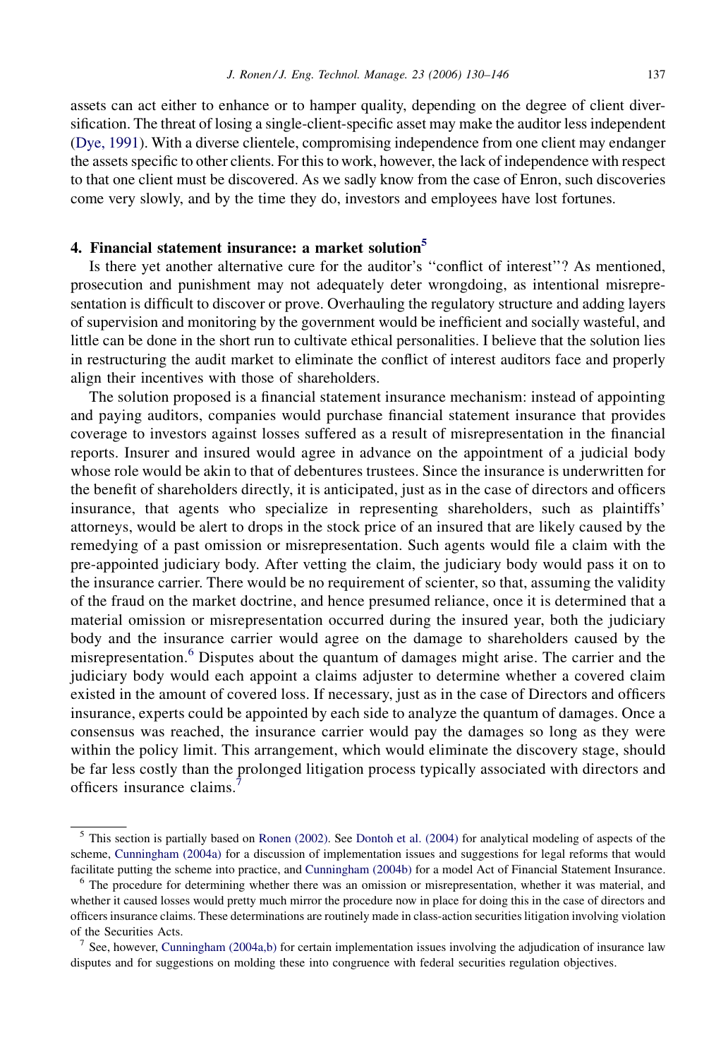assets can act either to enhance or to hamper quality, depending on the degree of client diversification. The threat of losing a single-client-specific asset may make the auditor less independent (Dye, 1991). With a diverse clientele, compromising independence from one client may endanger the assets specific to other clients. For this to work, however, the lack of independence with respect to that one client must be discovered. As we sadly know from the case of Enron, such discoveries come very slowly, and by the time they do, investors and employees have lost fortunes.

## 4. Financial statement insurance: a market solution[5]

Is there yet another alternative cure for the auditor's "conflict of interest"? As mentioned, prosecution and punishment may not adequately deter wrongdoing, as intentional misrepresentation is difficult to discover or prove. Overhauling the regulatory structure and adding layers of supervision and monitoring by the government would be inefficient and socially wasteful, and little can be done in the short run to cultivate ethical personalities. I believe that the solution lies in restructuring the audit market to eliminate the conflict of interest auditors face and properly align their incentives with those of shareholders.

The solution proposed is a financial statement insurance mechanism: instead of appointing and paying auditors, companies would purchase financial statement insurance that provides coverage to investors against losses suffered as a result of misrepresentation in the financial reports. Insurer and insured would agree in advance on the appointment of a judicial body whose role would be akin to that of debentures trustees. Since the insurance is underwritten for the benefit of shareholders directly, it is anticipated, just as in the case of directors and officers insurance, that agents who specialize in representing shareholders, such as plaintiffs' attorneys, would be alert to drops in the stock price of an insured that are likely caused by the remedying of a past omission or misrepresentation. Such agents would file a claim with the pre-appointed judiciary body. After vetting the claim, the judiciary body would pass it on to the insurance carrier. There would be no requirement of scienter, so that, assuming the validity of the fraud on the market doctrine, and hence presumed reliance, once it is determined that a material omission or misrepresentation occurred during the insured year, both the judiciary body and the insurance carrier would agree on the damage to shareholders caused by the misrepresentation.[6] Disputes about the quantum of damages might arise. The carrier and the judiciary body would each appoint a claims adjuster to determine whether a covered claim existed in the amount of covered loss. If necessary, just as in the case of Directors and officers insurance, experts could be appointed by each side to analyze the quantum of damages. Once a consensus was reached, the insurance carrier would pay the damages so long as they were within the policy limit. This arrangement, which would eliminate the discovery stage, should be far less costly than the prolonged litigation process typically associated with directors and officers insurance claims.[7]

---

[5] This section is partially based on Ronen (2002). See Dontoh et al. (2004) for analytical modeling of aspects of the scheme, Cunningham (2004a) for a discussion of implementation issues and suggestions for legal reforms that would facilitate putting the scheme into practice, and Cunningham (2004b) for a model Act of Financial Statement Insurance.

[6] The procedure for determining whether there was an omission or misrepresentation, whether it was material, and whether it caused losses would pretty much mirror the procedure now in place for doing this in the case of directors and officers insurance claims. These determinations are routinely made in class-action securities litigation involving violation of the Securities Acts.

[7] See, however, Cunningham (2004a,b) for certain implementation issues involving the adjudication of insurance law disputes and for suggestions on molding these into congruence with federal securities regulation objectives.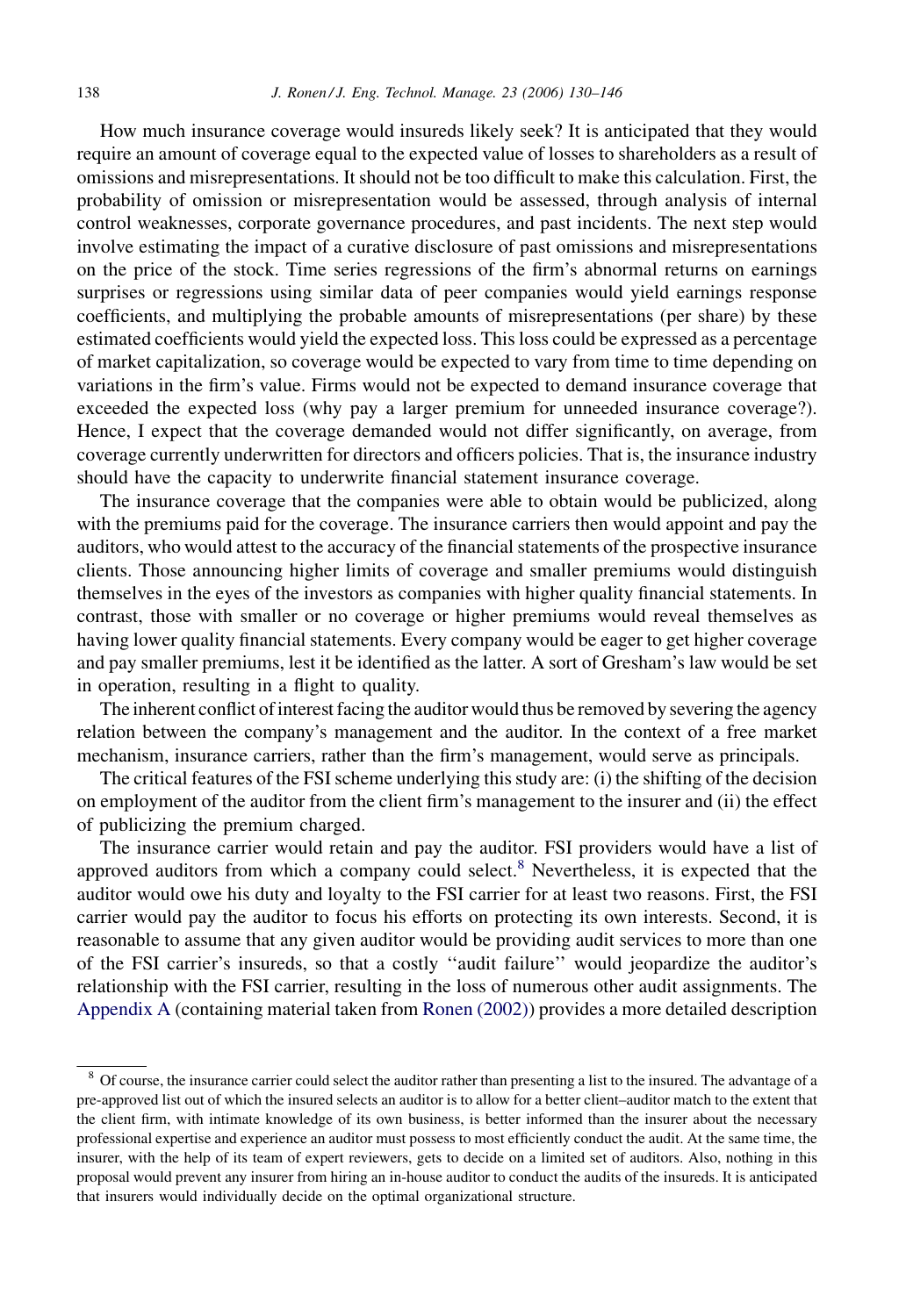How much insurance coverage would insureds likely seek? It is anticipated that they would require an amount of coverage equal to the expected value of losses to shareholders as a result of omissions and misrepresentations. It should not be too difficult to make this calculation. First, the probability of omission or misrepresentation would be assessed, through analysis of internal control weaknesses, corporate governance procedures, and past incidents. The next step would involve estimating the impact of a curative disclosure of past omissions and misrepresentations on the price of the stock. Time series regressions of the firm's abnormal returns on earnings surprises or regressions using similar data of peer companies would yield earnings response coefficients, and multiplying the probable amounts of misrepresentations (per share) by these estimated coefficients would yield the expected loss. This loss could be expressed as a percentage of market capitalization, so coverage would be expected to vary from time to time depending on variations in the firm's value. Firms would not be expected to demand insurance coverage that exceeded the expected loss (why pay a larger premium for unneeded insurance coverage?). Hence, I expect that the coverage demanded would not differ significantly, on average, from coverage currently underwritten for directors and officers policies. That is, the insurance industry should have the capacity to underwrite financial statement insurance coverage.

The insurance coverage that the companies were able to obtain would be publicized, along with the premiums paid for the coverage. The insurance carriers then would appoint and pay the auditors, who would attest to the accuracy of the financial statements of the prospective insurance clients. Those announcing higher limits of coverage and smaller premiums would distinguish themselves in the eyes of the investors as companies with higher quality financial statements. In contrast, those with smaller or no coverage or higher premiums would reveal themselves as having lower quality financial statements. Every company would be eager to get higher coverage and pay smaller premiums, lest it be identified as the latter. A sort of Gresham's law would be set in operation, resulting in a flight to quality.

The inherent conflict of interest facing the auditor would thus be removed by severing the agency relation between the company's management and the auditor. In the context of a free market mechanism, insurance carriers, rather than the firm's management, would serve as principals.

The critical features of the FSI scheme underlying this study are: (i) the shifting of the decision on employment of the auditor from the client firm's management to the insurer and (ii) the effect of publicizing the premium charged.

The insurance carrier would retain and pay the auditor. FSI providers would have a list of approved auditors from which a company could select.[8] Nevertheless, it is expected that the auditor would owe his duty and loyalty to the FSI carrier for at least two reasons. First, the FSI carrier would pay the auditor to focus his efforts on protecting its own interests. Second, it is reasonable to assume that any given auditor would be providing audit services to more than one of the FSI carrier's insureds, so that a costly ''audit failure'' would jeopardize the auditor's relationship with the FSI carrier, resulting in the loss of numerous other audit assignments. The Appendix A (containing material taken from Ronen (2002)) provides a more detailed description

---

[8] Of course, the insurance carrier could select the auditor rather than presenting a list to the insured. The advantage of a pre-approved list out of which the insured selects an auditor is to allow for a better client–auditor match to the extent that the client firm, with intimate knowledge of its own business, is better informed than the insurer about the necessary professional expertise and experience an auditor must possess to most efficiently conduct the audit. At the same time, the insurer, with the help of its team of expert reviewers, gets to decide on a limited set of auditors. Also, nothing in this proposal would prevent any insurer from hiring an in-house auditor to conduct the audits of the insureds. It is anticipated that insurers would individually decide on the optimal organizational structure.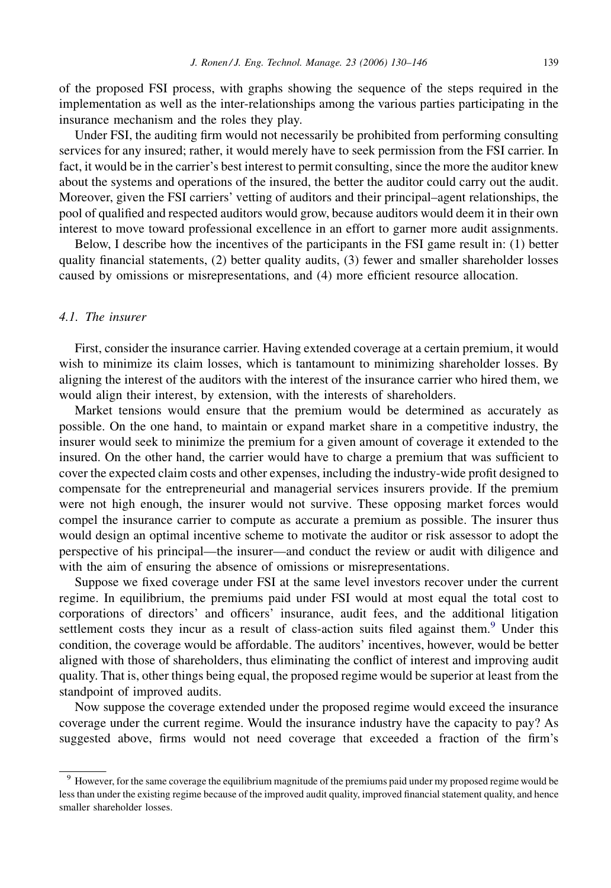of the proposed FSI process, with graphs showing the sequence of the steps required in the implementation as well as the inter-relationships among the various parties participating in the insurance mechanism and the roles they play.

Under FSI, the auditing firm would not necessarily be prohibited from performing consulting services for any insured; rather, it would merely have to seek permission from the FSI carrier. In fact, it would be in the carrier's best interest to permit consulting, since the more the auditor knew about the systems and operations of the insured, the better the auditor could carry out the audit. Moreover, given the FSI carriers' vetting of auditors and their principal–agent relationships, the pool of qualified and respected auditors would grow, because auditors would deem it in their own interest to move toward professional excellence in an effort to garner more audit assignments.

Below, I describe how the incentives of the participants in the FSI game result in: (1) better quality financial statements, (2) better quality audits, (3) fewer and smaller shareholder losses caused by omissions or misrepresentations, and (4) more efficient resource allocation.

### 4.1. The insurer

First, consider the insurance carrier. Having extended coverage at a certain premium, it would wish to minimize its claim losses, which is tantamount to minimizing shareholder losses. By aligning the interest of the auditors with the interest of the insurance carrier who hired them, we would align their interest, by extension, with the interests of shareholders.

Market tensions would ensure that the premium would be determined as accurately as possible. On the one hand, to maintain or expand market share in a competitive industry, the insurer would seek to minimize the premium for a given amount of coverage it extended to the insured. On the other hand, the carrier would have to charge a premium that was sufficient to cover the expected claim costs and other expenses, including the industry-wide profit designed to compensate for the entrepreneurial and managerial services insurers provide. If the premium were not high enough, the insurer would not survive. These opposing market forces would compel the insurance carrier to compute as accurate a premium as possible. The insurer thus would design an optimal incentive scheme to motivate the auditor or risk assessor to adopt the perspective of his principal—the insurer—and conduct the review or audit with diligence and with the aim of ensuring the absence of omissions or misrepresentations.

Suppose we fixed coverage under FSI at the same level investors recover under the current regime. In equilibrium, the premiums paid under FSI would at most equal the total cost to corporations of directors' and officers' insurance, audit fees, and the additional litigation settlement costs they incur as a result of class-action suits filed against them.[9] Under this condition, the coverage would be affordable. The auditors' incentives, however, would be better aligned with those of shareholders, thus eliminating the conflict of interest and improving audit quality. That is, other things being equal, the proposed regime would be superior at least from the standpoint of improved audits.

Now suppose the coverage extended under the proposed regime would exceed the insurance coverage under the current regime. Would the insurance industry have the capacity to pay? As suggested above, firms would not need coverage that exceeded a fraction of the firm's

[9] However, for the same coverage the equilibrium magnitude of the premiums paid under my proposed regime would be less than under the existing regime because of the improved audit quality, improved financial statement quality, and hence smaller shareholder losses.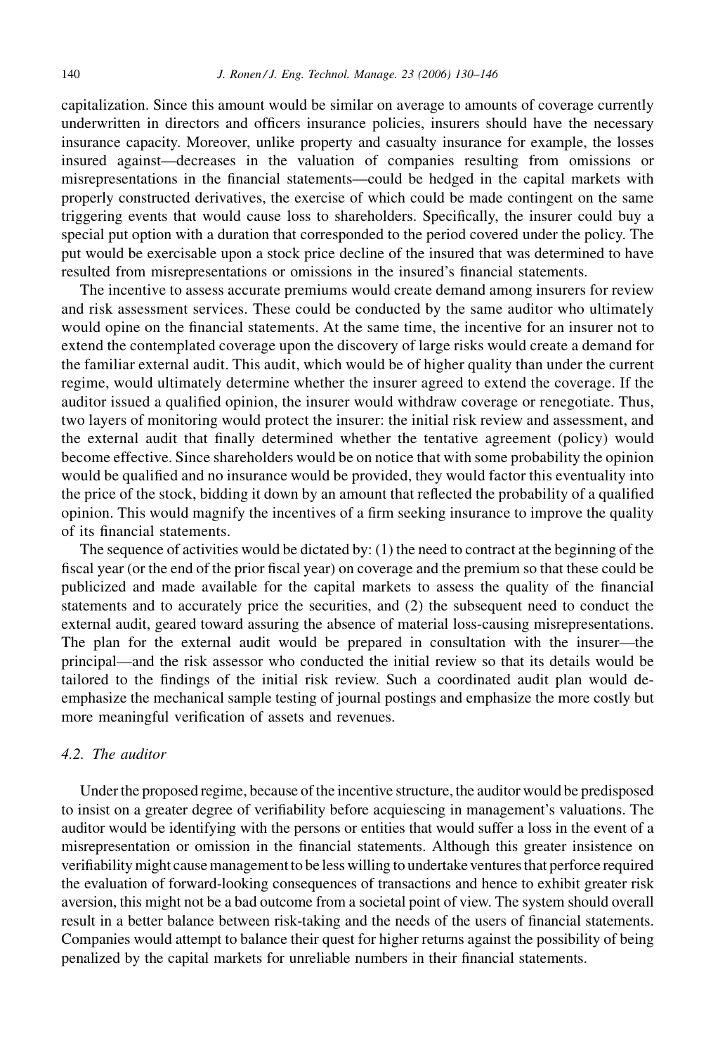capitalization. Since this amount would be similar on average to amounts of coverage currently underwritten in directors and officers insurance policies, insurers should have the necessary insurance capacity. Moreover, unlike property and casualty insurance for example, the losses insured against—decreases in the valuation of companies resulting from omissions or misrepresentations in the financial statements—could be hedged in the capital markets with properly constructed derivatives, the exercise of which could be made contingent on the same triggering events that would cause loss to shareholders. Specifically, the insurer could buy a special put option with a duration that corresponded to the period covered under the policy. The put would be exercisable upon a stock price decline of the insured that was determined to have resulted from misrepresentations or omissions in the insured's financial statements.

The incentive to assess accurate premiums would create demand among insurers for review and risk assessment services. These could be conducted by the same auditor who ultimately would opine on the financial statements. At the same time, the incentive for an insurer not to extend the contemplated coverage upon the discovery of large risks would create a demand for the familiar external audit. This audit, which would be of higher quality than under the current regime, would ultimately determine whether the insurer agreed to extend the coverage. If the auditor issued a qualified opinion, the insurer would withdraw coverage or renegotiate. Thus, two layers of monitoring would protect the insurer: the initial risk review and assessment, and the external audit that finally determined whether the tentative agreement (policy) would become effective. Since shareholders would be on notice that with some probability the opinion would be qualified and no insurance would be provided, they would factor this eventuality into the price of the stock, bidding it down by an amount that reflected the probability of a qualified opinion. This would magnify the incentives of a firm seeking insurance to improve the quality of its financial statements.

The sequence of activities would be dictated by: (1) the need to contract at the beginning of the fiscal year (or the end of the prior fiscal year) on coverage and the premium so that these could be publicized and made available for the capital markets to assess the quality of the financial statements and to accurately price the securities, and (2) the subsequent need to conduct the external audit, geared toward assuring the absence of material loss-causing misrepresentations. The plan for the external audit would be prepared in consultation with the insurer—the principal—and the risk assessor who conducted the initial review so that its details would be tailored to the findings of the initial risk review. Such a coordinated audit plan would de-emphasize the mechanical sample testing of journal postings and emphasize the more costly but more meaningful verification of assets and revenues.

### 4.2. The auditor

Under the proposed regime, because of the incentive structure, the auditor would be predisposed to insist on a greater degree of verifiability before acquiescing in management's valuations. The auditor would be identifying with the persons or entities that would suffer a loss in the event of a misrepresentation or omission in the financial statements. Although this greater insistence on verifiability might cause management to be less willing to undertake ventures that perforce required the evaluation of forward-looking consequences of transactions and hence to exhibit greater risk aversion, this might not be a bad outcome from a societal point of view. The system should overall result in a better balance between risk-taking and the needs of the users of financial statements. Companies would attempt to balance their quest for higher returns against the possibility of being penalized by the capital markets for unreliable numbers in their financial statements.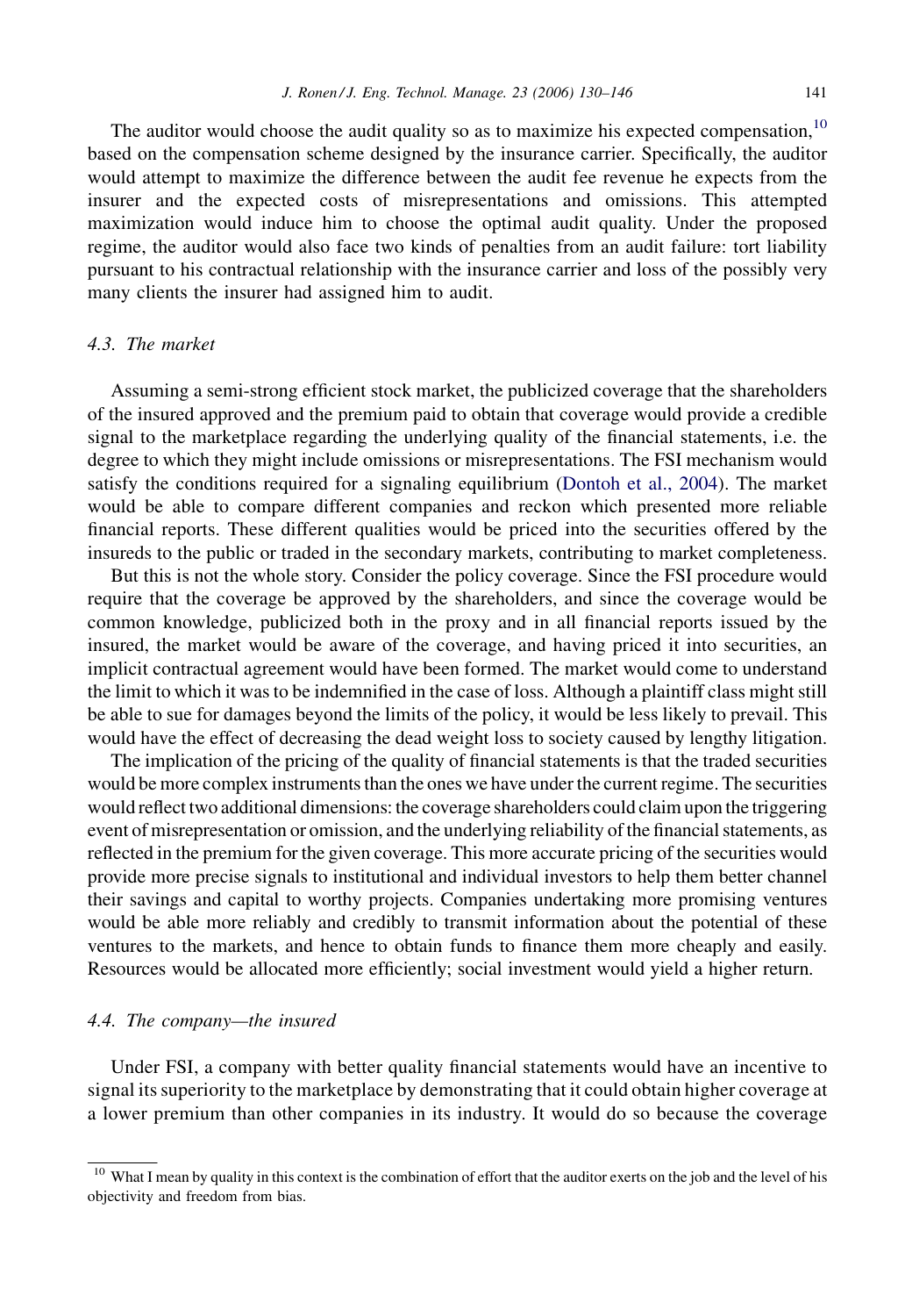The auditor would choose the audit quality so as to maximize his expected compensation,[10] based on the compensation scheme designed by the insurance carrier. Specifically, the auditor would attempt to maximize the difference between the audit fee revenue he expects from the insurer and the expected costs of misrepresentations and omissions. This attempted maximization would induce him to choose the optimal audit quality. Under the proposed regime, the auditor would also face two kinds of penalties from an audit failure: tort liability pursuant to his contractual relationship with the insurance carrier and loss of the possibly very many clients the insurer had assigned him to audit.

### 4.3. The market

Assuming a semi-strong efficient stock market, the publicized coverage that the shareholders of the insured approved and the premium paid to obtain that coverage would provide a credible signal to the marketplace regarding the underlying quality of the financial statements, i.e. the degree to which they might include omissions or misrepresentations. The FSI mechanism would satisfy the conditions required for a signaling equilibrium (Dontoh et al., 2004). The market would be able to compare different companies and reckon which presented more reliable financial reports. These different qualities would be priced into the securities offered by the insureds to the public or traded in the secondary markets, contributing to market completeness.

But this is not the whole story. Consider the policy coverage. Since the FSI procedure would require that the coverage be approved by the shareholders, and since the coverage would be common knowledge, publicized both in the proxy and in all financial reports issued by the insured, the market would be aware of the coverage, and having priced it into securities, an implicit contractual agreement would have been formed. The market would come to understand the limit to which it was to be indemnified in the case of loss. Although a plaintiff class might still be able to sue for damages beyond the limits of the policy, it would be less likely to prevail. This would have the effect of decreasing the dead weight loss to society caused by lengthy litigation.

The implication of the pricing of the quality of financial statements is that the traded securities would be more complex instruments than the ones we have under the current regime. The securities would reflect two additional dimensions: the coverage shareholders could claim upon the triggering event of misrepresentation or omission, and the underlying reliability of the financial statements, as reflected in the premium for the given coverage. This more accurate pricing of the securities would provide more precise signals to institutional and individual investors to help them better channel their savings and capital to worthy projects. Companies undertaking more promising ventures would be able more reliably and credibly to transmit information about the potential of these ventures to the markets, and hence to obtain funds to finance them more cheaply and easily. Resources would be allocated more efficiently; social investment would yield a higher return.

### 4.4. The company—the insured

Under FSI, a company with better quality financial statements would have an incentive to signal its superiority to the marketplace by demonstrating that it could obtain higher coverage at a lower premium than other companies in its industry. It would do so because the coverage

---

[10] What I mean by quality in this context is the combination of effort that the auditor exerts on the job and the level of his objectivity and freedom from bias.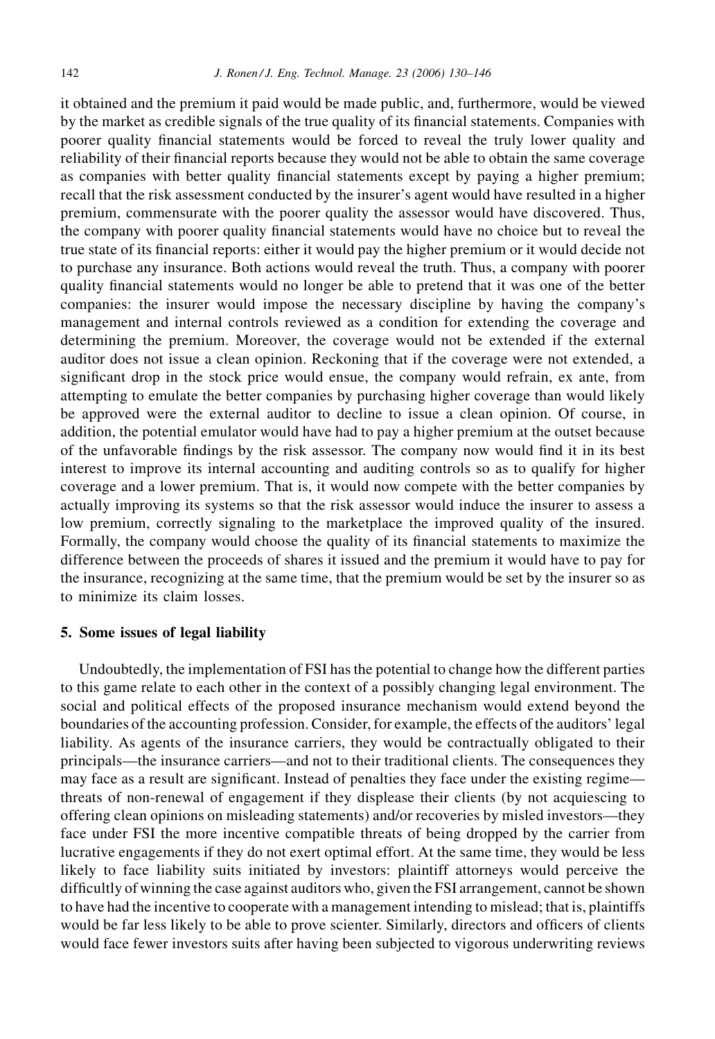it obtained and the premium it paid would be made public, and, furthermore, would be viewed by the market as credible signals of the true quality of its financial statements. Companies with poorer quality financial statements would be forced to reveal the truly lower quality and reliability of their financial reports because they would not be able to obtain the same coverage as companies with better quality financial statements except by paying a higher premium; recall that the risk assessment conducted by the insurer's agent would have resulted in a higher premium, commensurate with the poorer quality the assessor would have discovered. Thus, the company with poorer quality financial statements would have no choice but to reveal the true state of its financial reports: either it would pay the higher premium or it would decide not to purchase any insurance. Both actions would reveal the truth. Thus, a company with poorer quality financial statements would no longer be able to pretend that it was one of the better companies: the insurer would impose the necessary discipline by having the company's management and internal controls reviewed as a condition for extending the coverage and determining the premium. Moreover, the coverage would not be extended if the external auditor does not issue a clean opinion. Reckoning that if the coverage were not extended, a significant drop in the stock price would ensue, the company would refrain, ex ante, from attempting to emulate the better companies by purchasing higher coverage than would likely be approved were the external auditor to decline to issue a clean opinion. Of course, in addition, the potential emulator would have had to pay a higher premium at the outset because of the unfavorable findings by the risk assessor. The company now would find it in its best interest to improve its internal accounting and auditing controls so as to qualify for higher coverage and a lower premium. That is, it would now compete with the better companies by actually improving its systems so that the risk assessor would induce the insurer to assess a low premium, correctly signaling to the marketplace the improved quality of the insured. Formally, the company would choose the quality of its financial statements to maximize the difference between the proceeds of shares it issued and the premium it would have to pay for the insurance, recognizing at the same time, that the premium would be set by the insurer so as to minimize its claim losses.

## 5. Some issues of legal liability

Undoubtedly, the implementation of FSI has the potential to change how the different parties to this game relate to each other in the context of a possibly changing legal environment. The social and political effects of the proposed insurance mechanism would extend beyond the boundaries of the accounting profession. Consider, for example, the effects of the auditors' legal liability. As agents of the insurance carriers, they would be contractually obligated to their principals—the insurance carriers—and not to their traditional clients. The consequences they may face as a result are significant. Instead of penalties they face under the existing regime—threats of non-renewal of engagement if they displease their clients (by not acquiescing to offering clean opinions on misleading statements) and/or recoveries by misled investors—they face under FSI the more incentive compatible threats of being dropped by the carrier from lucrative engagements if they do not exert optimal effort. At the same time, they would be less likely to face liability suits initiated by investors: plaintiff attorneys would perceive the difficultly of winning the case against auditors who, given the FSI arrangement, cannot be shown to have had the incentive to cooperate with a management intending to mislead; that is, plaintiffs would be far less likely to be able to prove scienter. Similarly, directors and officers of clients would face fewer investors suits after having been subjected to vigorous underwriting reviews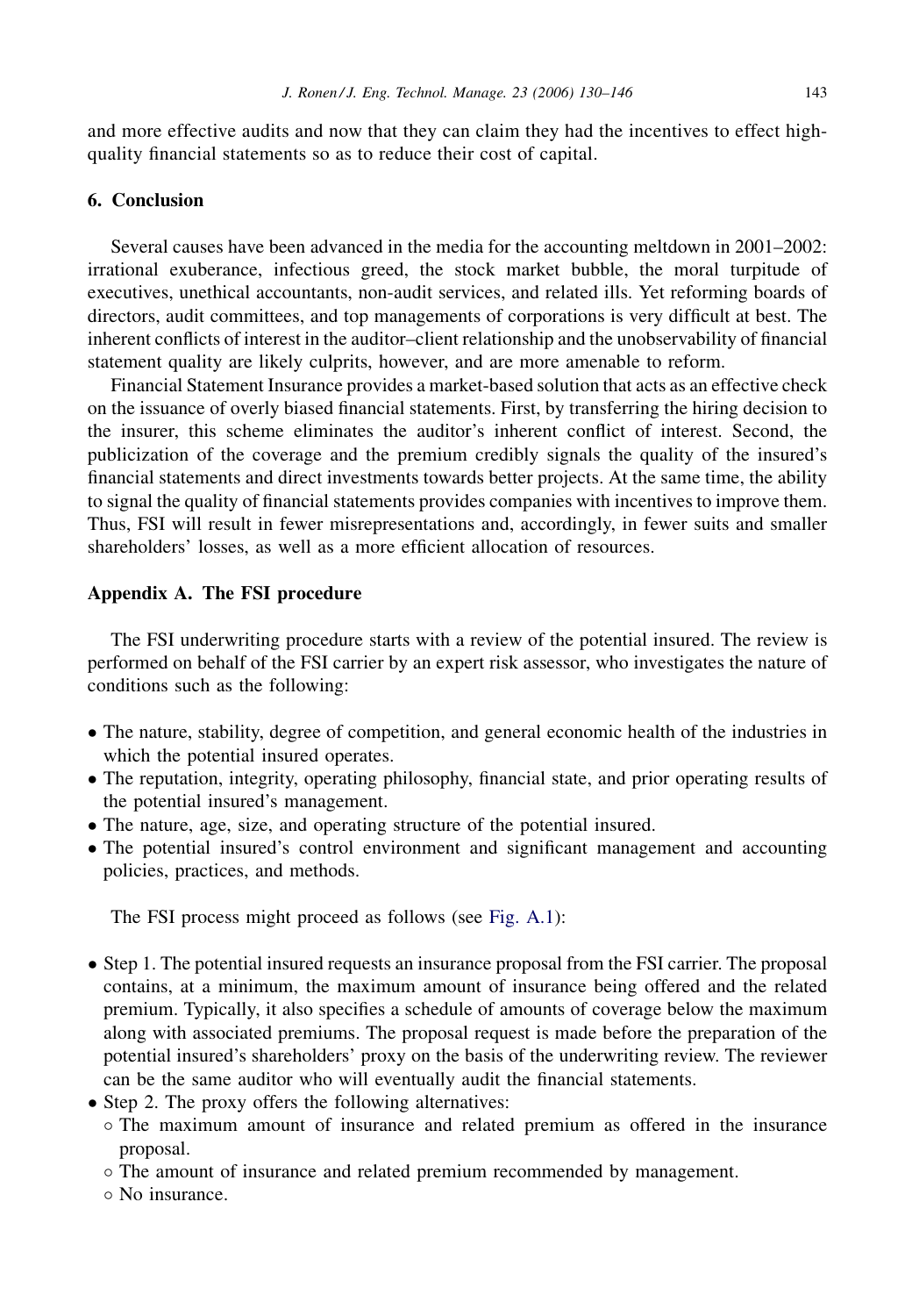and more effective audits and now that they can claim they had the incentives to effect high-quality financial statements so as to reduce their cost of capital.

## 6. Conclusion

Several causes have been advanced in the media for the accounting meltdown in 2001–2002: irrational exuberance, infectious greed, the stock market bubble, the moral turpitude of executives, unethical accountants, non-audit services, and related ills. Yet reforming boards of directors, audit committees, and top managements of corporations is very difficult at best. The inherent conflicts of interest in the auditor–client relationship and the unobservability of financial statement quality are likely culprits, however, and are more amenable to reform.

Financial Statement Insurance provides a market-based solution that acts as an effective check on the issuance of overly biased financial statements. First, by transferring the hiring decision to the insurer, this scheme eliminates the auditor's inherent conflict of interest. Second, the publicization of the coverage and the premium credibly signals the quality of the insured's financial statements and direct investments towards better projects. At the same time, the ability to signal the quality of financial statements provides companies with incentives to improve them. Thus, FSI will result in fewer misrepresentations and, accordingly, in fewer suits and smaller shareholders' losses, as well as a more efficient allocation of resources.

## Appendix A. The FSI procedure

The FSI underwriting procedure starts with a review of the potential insured. The review is performed on behalf of the FSI carrier by an expert risk assessor, who investigates the nature of conditions such as the following:

- The nature, stability, degree of competition, and general economic health of the industries in which the potential insured operates.
- The reputation, integrity, operating philosophy, financial state, and prior operating results of the potential insured's management.
- The nature, age, size, and operating structure of the potential insured.
- The potential insured's control environment and significant management and accounting policies, practices, and methods.

The FSI process might proceed as follows (see Fig. A.1):

- Step 1. The potential insured requests an insurance proposal from the FSI carrier. The proposal contains, at a minimum, the maximum amount of insurance being offered and the related premium. Typically, it also specifies a schedule of amounts of coverage below the maximum along with associated premiums. The proposal request is made before the preparation of the potential insured's shareholders' proxy on the basis of the underwriting review. The reviewer can be the same auditor who will eventually audit the financial statements.
- Step 2. The proxy offers the following alternatives:
  - The maximum amount of insurance and related premium as offered in the insurance proposal.
  - The amount of insurance and related premium recommended by management.
  - No insurance.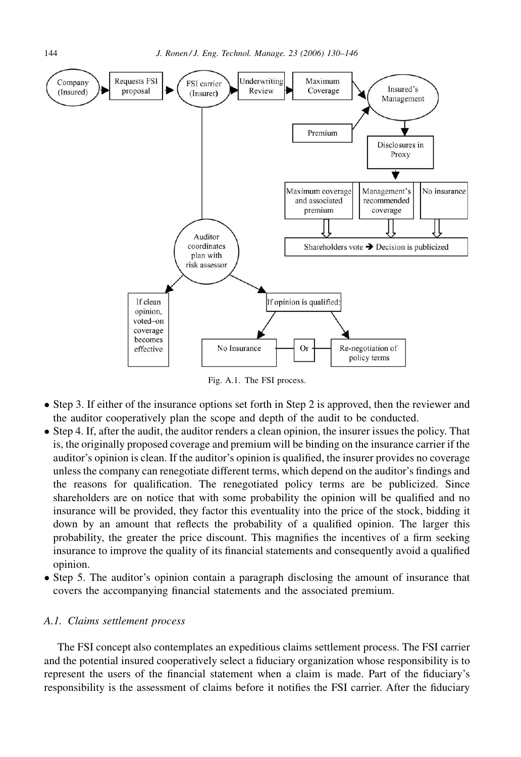Fig. A.1. The FSI process.

- Step 3. If either of the insurance options set forth in Step 2 is approved, then the reviewer and the auditor cooperatively plan the scope and depth of the audit to be conducted.
- Step 4. If, after the audit, the auditor renders a clean opinion, the insurer issues the policy. That is, the originally proposed coverage and premium will be binding on the insurance carrier if the auditor's opinion is clean. If the auditor's opinion is qualified, the insurer provides no coverage unless the company can renegotiate different terms, which depend on the auditor's findings and the reasons for qualification. The renegotiated policy terms are be publicized. Since shareholders are on notice that with some probability the opinion will be qualified and no insurance will be provided, they factor this eventuality into the price of the stock, bidding it down by an amount that reflects the probability of a qualified opinion. The larger this probability, the greater the price discount. This magnifies the incentives of a firm seeking insurance to improve the quality of its financial statements and consequently avoid a qualified opinion.
- Step 5. The auditor's opinion contain a paragraph disclosing the amount of insurance that covers the accompanying financial statements and the associated premium.

### *A.1. Claims settlement process*

The FSI concept also contemplates an expeditious claims settlement process. The FSI carrier and the potential insured cooperatively select a fiduciary organization whose responsibility is to represent the users of the financial statement when a claim is made. Part of the fiduciary's responsibility is the assessment of claims before it notifies the FSI carrier. After the fiduciary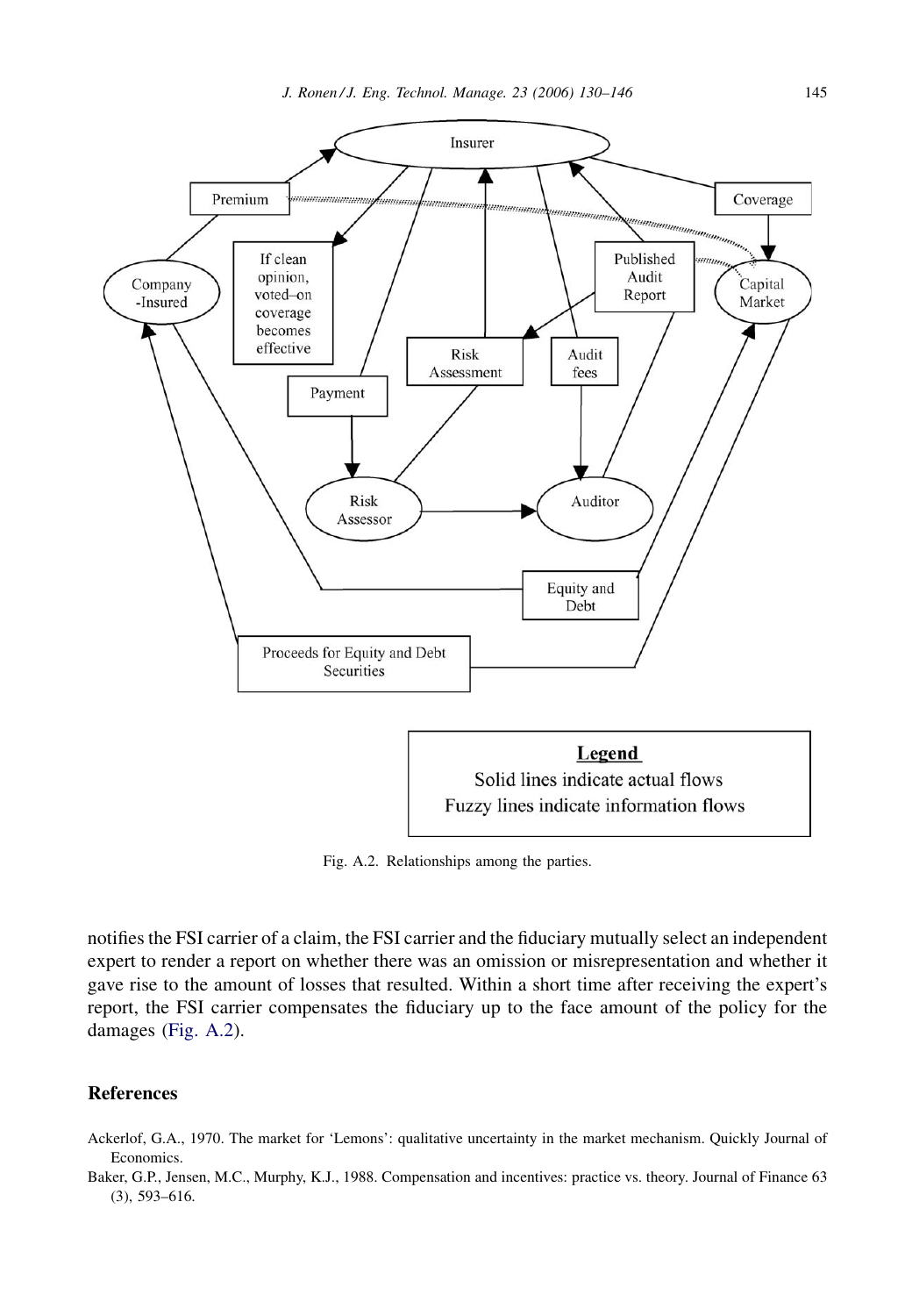Fig. A.2. Relationships among the parties.

notifies the FSI carrier of a claim, the FSI carrier and the fiduciary mutually select an independent expert to render a report on whether there was an omission or misrepresentation and whether it gave rise to the amount of losses that resulted. Within a short time after receiving the expert's report, the FSI carrier compensates the fiduciary up to the face amount of the policy for the damages (Fig. A.2).

## References

Ackerlof, G.A., 1970. The market for 'Lemons': qualitative uncertainty in the market mechanism. Quickly Journal of Economics.

Baker, G.P., Jensen, M.C., Murphy, K.J., 1988. Compensation and incentives: practice vs. theory. Journal of Finance 63 (3), 593–616.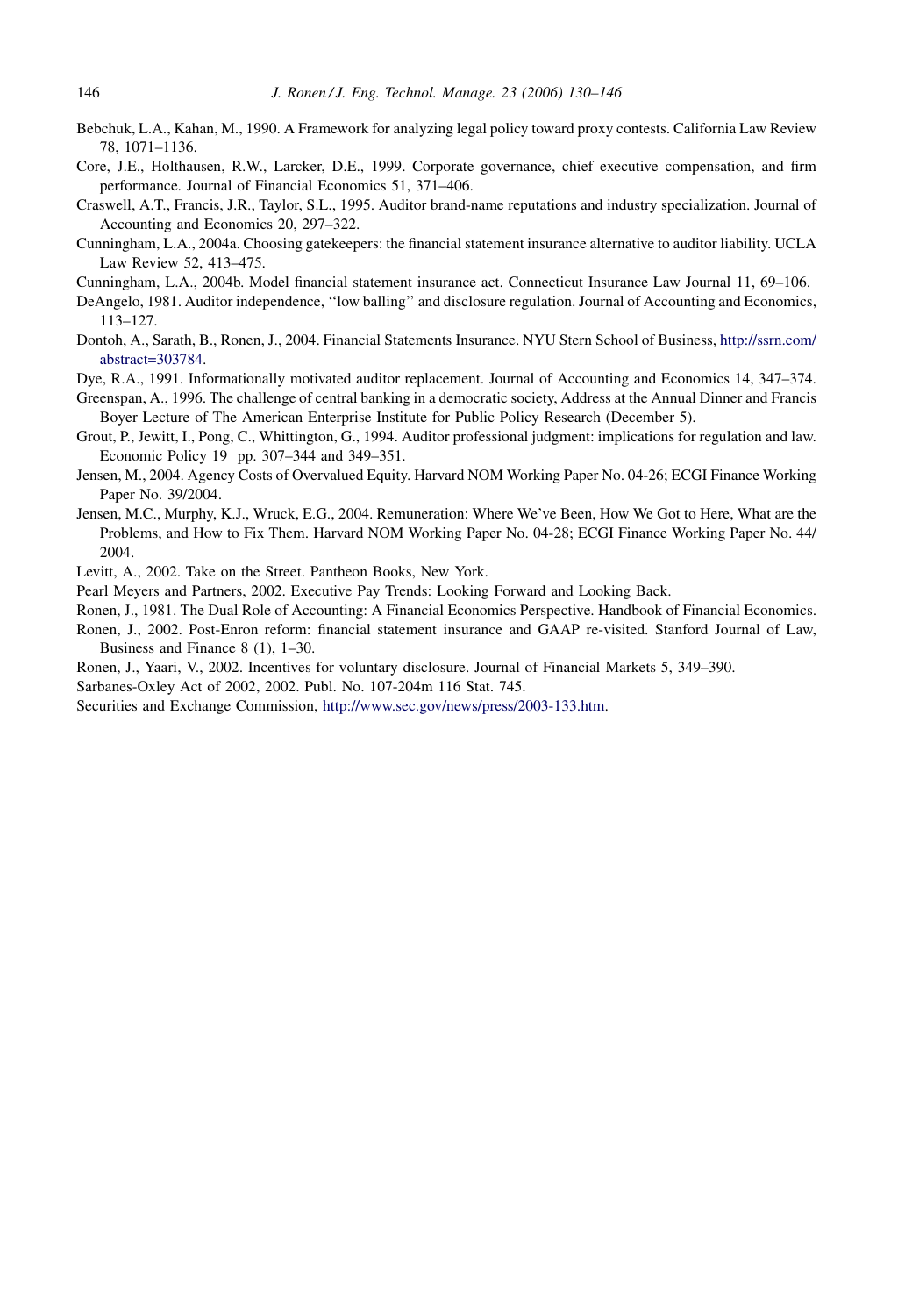Bebchuk, L.A., Kahan, M., 1990. A Framework for analyzing legal policy toward proxy contests. California Law Review 78, 1071–1136.

Core, J.E., Holthausen, R.W., Larcker, D.E., 1999. Corporate governance, chief executive compensation, and firm performance. Journal of Financial Economics 51, 371–406.

Craswell, A.T., Francis, J.R., Taylor, S.L., 1995. Auditor brand-name reputations and industry specialization. Journal of Accounting and Economics 20, 297–322.

Cunningham, L.A., 2004a. Choosing gatekeepers: the financial statement insurance alternative to auditor liability. UCLA Law Review 52, 413–475.

Cunningham, L.A., 2004b. Model financial statement insurance act. Connecticut Insurance Law Journal 11, 69–106.

DeAngelo, 1981. Auditor independence, ''low balling'' and disclosure regulation. Journal of Accounting and Economics, 113–127.

Dontoh, A., Sarath, B., Ronen, J., 2004. Financial Statements Insurance. NYU Stern School of Business, http://ssrn.com/abstract=303784.

Dye, R.A., 1991. Informationally motivated auditor replacement. Journal of Accounting and Economics 14, 347–374.

Greenspan, A., 1996. The challenge of central banking in a democratic society, Address at the Annual Dinner and Francis Boyer Lecture of The American Enterprise Institute for Public Policy Research (December 5).

Grout, P., Jewitt, I., Pong, C., Whittington, G., 1994. Auditor professional judgment: implications for regulation and law. Economic Policy 19 pp. 307–344 and 349–351.

Jensen, M., 2004. Agency Costs of Overvalued Equity. Harvard NOM Working Paper No. 04-26; ECGI Finance Working Paper No. 39/2004.

Jensen, M.C., Murphy, K.J., Wruck, E.G., 2004. Remuneration: Where We've Been, How We Got to Here, What are the Problems, and How to Fix Them. Harvard NOM Working Paper No. 04-28; ECGI Finance Working Paper No. 44/2004.

Levitt, A., 2002. Take on the Street. Pantheon Books, New York.

Pearl Meyers and Partners, 2002. Executive Pay Trends: Looking Forward and Looking Back.

Ronen, J., 1981. The Dual Role of Accounting: A Financial Economics Perspective. Handbook of Financial Economics.

Ronen, J., 2002. Post-Enron reform: financial statement insurance and GAAP re-visited. Stanford Journal of Law, Business and Finance 8 (1), 1–30.

Ronen, J., Yaari, V., 2002. Incentives for voluntary disclosure. Journal of Financial Markets 5, 349–390.

Sarbanes-Oxley Act of 2002, 2002. Publ. No. 107-204m 116 Stat. 745.

Securities and Exchange Commission, http://www.sec.gov/news/press/2003-133.htm.